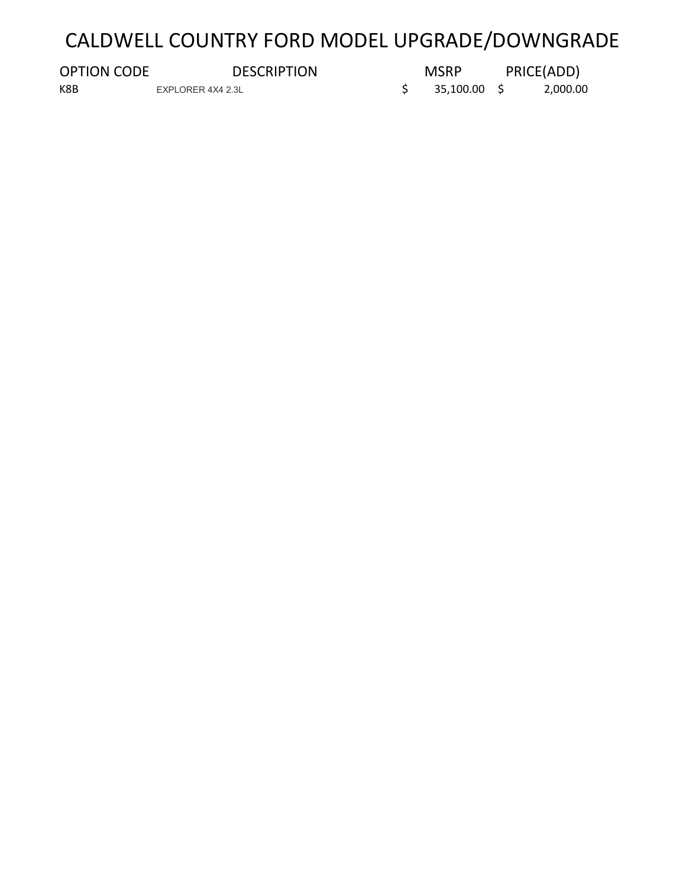# CALDWELL COUNTRY FORD MODEL UPGRADE/DOWNGRADE

| OPTION CODE | DESCRIPTION | MSRP | PRICE(ADD) |
| --- | --- | --- | --- |
| K8B | EXPLORER 4X4 2.3L | $ 35,100.00 | $ 2,000.00 |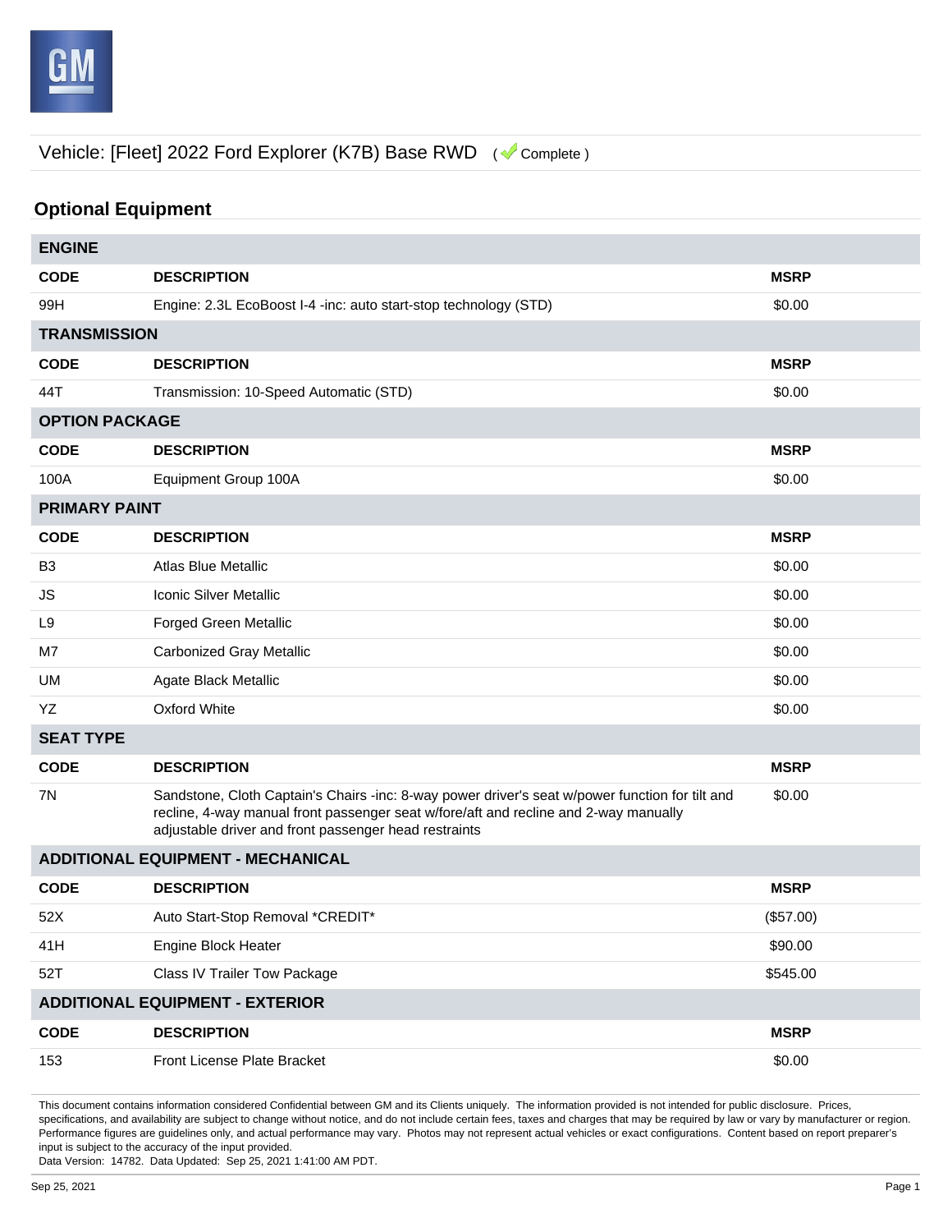Vehicle: [Fleet] 2022 Ford Explorer (K7B) Base RWD ( Complete )

## Optional Equipment

| ENGINE | | |
|---|---|---|
| **CODE** | **DESCRIPTION** | **MSRP** |
| 99H | Engine: 2.3L EcoBoost I-4 -inc: auto start-stop technology (STD) | $0.00 |
| **TRANSMISSION** | | |
| **CODE** | **DESCRIPTION** | **MSRP** |
| 44T | Transmission: 10-Speed Automatic (STD) | $0.00 |
| **OPTION PACKAGE** | | |
| **CODE** | **DESCRIPTION** | **MSRP** |
| 100A | Equipment Group 100A | $0.00 |
| **PRIMARY PAINT** | | |
| **CODE** | **DESCRIPTION** | **MSRP** |
| B3 | Atlas Blue Metallic | $0.00 |
| JS | Iconic Silver Metallic | $0.00 |
| L9 | Forged Green Metallic | $0.00 |
| M7 | Carbonized Gray Metallic | $0.00 |
| UM | Agate Black Metallic | $0.00 |
| YZ | Oxford White | $0.00 |
| **SEAT TYPE** | | |
| **CODE** | **DESCRIPTION** | **MSRP** |
| 7N | Sandstone, Cloth Captain's Chairs -inc: 8-way power driver's seat w/power function for tilt and recline, 4-way manual front passenger seat w/fore/aft and recline and 2-way manually adjustable driver and front passenger head restraints | $0.00 |
| **ADDITIONAL EQUIPMENT - MECHANICAL** | | |
| **CODE** | **DESCRIPTION** | **MSRP** |
| 52X | Auto Start-Stop Removal *CREDIT* | ($57.00) |
| 41H | Engine Block Heater | $90.00 |
| 52T | Class IV Trailer Tow Package | $545.00 |
| **ADDITIONAL EQUIPMENT - EXTERIOR** | | |
| **CODE** | **DESCRIPTION** | **MSRP** |
| 153 | Front License Plate Bracket | $0.00 |

This document contains information considered Confidential between GM and its Clients uniquely. The information provided is not intended for public disclosure. Prices, specifications, and availability are subject to change without notice, and do not include certain fees, taxes and charges that may be required by law or vary by manufacturer or region. Performance figures are guidelines only, and actual performance may vary. Photos may not represent actual vehicles or exact configurations. Content based on report preparer's input is subject to the accuracy of the input provided.
Data Version: 14782. Data Updated: Sep 25, 2021 1:41:00 AM PDT.

Sep 25, 2021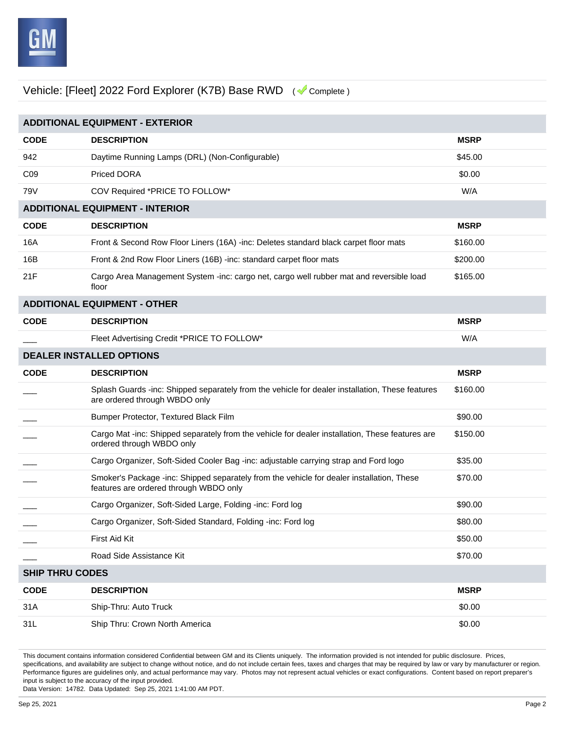Vehicle: [Fleet] 2022 Ford Explorer (K7B) Base RWD ( Complete )

## ADDITIONAL EQUIPMENT - EXTERIOR

| CODE | DESCRIPTION | MSRP |
|---|---|---|
| 942 | Daytime Running Lamps (DRL) (Non-Configurable) | $45.00 |
| C09 | Priced DORA | $0.00 |
| 79V | COV Required *PRICE TO FOLLOW* | W/A |

## ADDITIONAL EQUIPMENT - INTERIOR

| CODE | DESCRIPTION | MSRP |
|---|---|---|
| 16A | Front & Second Row Floor Liners (16A) -inc: Deletes standard black carpet floor mats | $160.00 |
| 16B | Front & 2nd Row Floor Liners (16B) -inc: standard carpet floor mats | $200.00 |
| 21F | Cargo Area Management System -inc: cargo net, cargo well rubber mat and reversible load floor | $165.00 |

## ADDITIONAL EQUIPMENT - OTHER

| CODE | DESCRIPTION | MSRP |
|---|---|---|
| ___ | Fleet Advertising Credit *PRICE TO FOLLOW* | W/A |

## DEALER INSTALLED OPTIONS

| CODE | DESCRIPTION | MSRP |
|---|---|---|
| ___ | Splash Guards -inc: Shipped separately from the vehicle for dealer installation, These features are ordered through WBDO only | $160.00 |
| ___ | Bumper Protector, Textured Black Film | $90.00 |
| ___ | Cargo Mat -inc: Shipped separately from the vehicle for dealer installation, These features are ordered through WBDO only | $150.00 |
| ___ | Cargo Organizer, Soft-Sided Cooler Bag -inc: adjustable carrying strap and Ford logo | $35.00 |
| ___ | Smoker's Package -inc: Shipped separately from the vehicle for dealer installation, These features are ordered through WBDO only | $70.00 |
| ___ | Cargo Organizer, Soft-Sided Large, Folding -inc: Ford log | $90.00 |
| ___ | Cargo Organizer, Soft-Sided Standard, Folding -inc: Ford log | $80.00 |
| ___ | First Aid Kit | $50.00 |
| ___ | Road Side Assistance Kit | $70.00 |

## SHIP THRU CODES

| CODE | DESCRIPTION | MSRP |
|---|---|---|
| 31A | Ship-Thru: Auto Truck | $0.00 |
| 31L | Ship Thru: Crown North America | $0.00 |

This document contains information considered Confidential between GM and its Clients uniquely. The information provided is not intended for public disclosure. Prices, specifications, and availability are subject to change without notice, and do not include certain fees, taxes and charges that may be required by law or vary by manufacturer or region. Performance figures are guidelines only, and actual performance may vary. Photos may not represent actual vehicles or exact configurations. Content based on report preparer's input is subject to the accuracy of the input provided.
Data Version: 14782. Data Updated: Sep 25, 2021 1:41:00 AM PDT.

Sep 25, 2021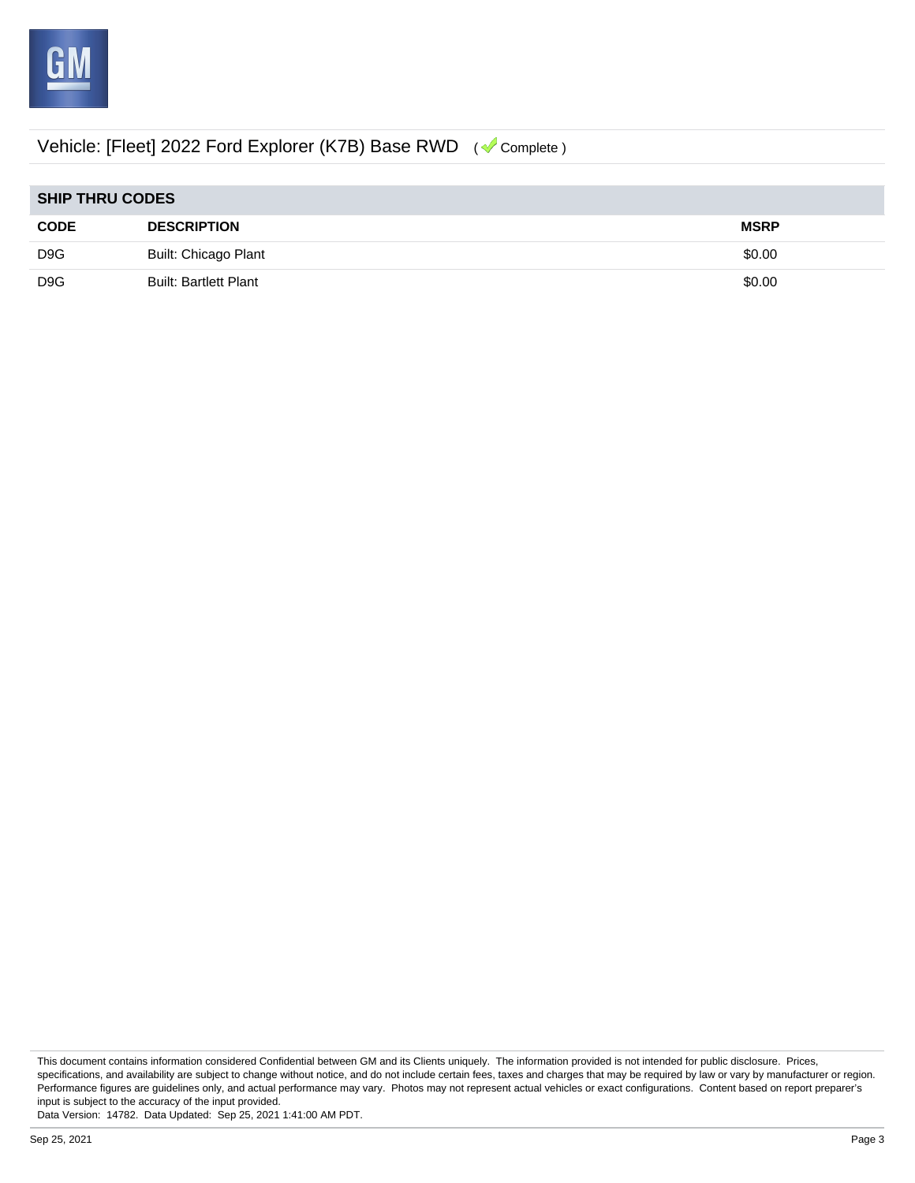Vehicle: [Fleet] 2022 Ford Explorer (K7B) Base RWD ( Complete )

## SHIP THRU CODES

| CODE | DESCRIPTION | MSRP |
| --- | --- | --- |
| D9G | Built: Chicago Plant | $0.00 |
| D9G | Built: Bartlett Plant | $0.00 |

This document contains information considered Confidential between GM and its Clients uniquely. The information provided is not intended for public disclosure. Prices, specifications, and availability are subject to change without notice, and do not include certain fees, taxes and charges that may be required by law or vary by manufacturer or region. Performance figures are guidelines only, and actual performance may vary. Photos may not represent actual vehicles or exact configurations. Content based on report preparer's input is subject to the accuracy of the input provided.
Data Version: 14782. Data Updated: Sep 25, 2021 1:41:00 AM PDT.